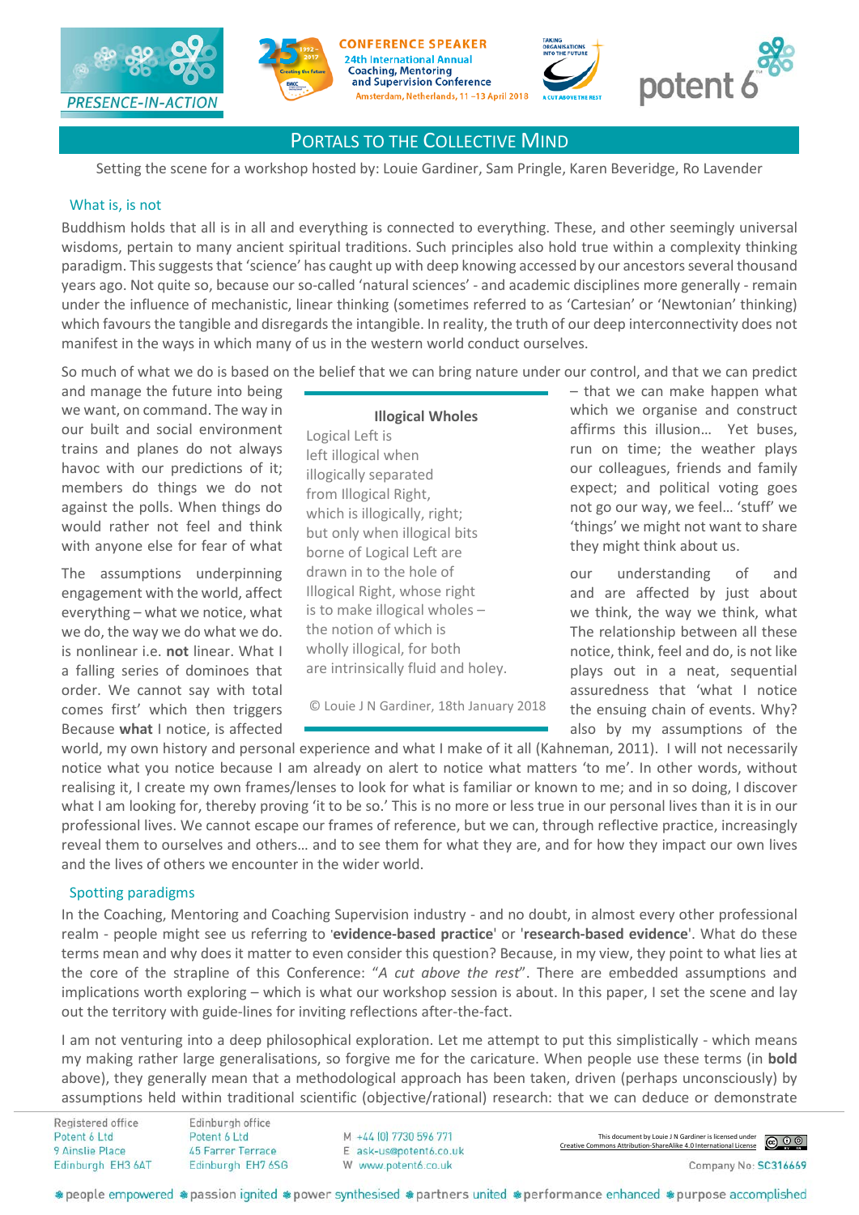# PORTALS TO THE COLLECTIVE MIND

Setting the scene for a workshop hosted by: Louie Gardiner, Sam Pringle, Karen Beveridge, Ro Lavender

## What is, is not

Buddhism holds that all is in all and everything is connected to everything. These, and other seemingly universal wisdoms, pertain to many ancient spiritual traditions. Such principles also hold true within a complexity thinking paradigm. This suggests that 'science' has caught up with deep knowing accessed by our ancestors several thousand years ago. Not quite so, because our so-called 'natural sciences' - and academic disciplines more generally - remain under the influence of mechanistic, linear thinking (sometimes referred to as 'Cartesian' or 'Newtonian' thinking) which favours the tangible and disregards the intangible. In reality, the truth of our deep interconnectivity does not manifest in the ways in which many of us in the western world conduct ourselves.

So much of what we do is based on the belief that we can bring nature under our control, and that we can predict and manage the future into being – that we can make happen what we want, on command. The way in which we organise and construct our built and social environment affirms this illusion… Yet buses, trains and planes do not always run on time; the weather plays havoc with our predictions of it; our colleagues, friends and family members do things we do not expect; and political voting goes against the polls. When things do not go our way, we feel… 'stuff' we would rather not feel and think 'things' we might not want to share with anyone else for fear of what they might think about us.

> **Illogical Wholes**
>
> Logical Left is
> left illogical when
> illogically separated
> from Illogical Right,
> which is illogically, right;
> but only when illogical bits
> borne of Logical Left are
> drawn in to the hole of
> Illogical Right, whose right
> is to make illogical wholes –
> the notion of which is
> wholly illogical, for both
> are intrinsically fluid and holey.
>
> © Louie J N Gardiner, 18th January 2018

The assumptions underpinning our understanding of and engagement with the world, affect and are affected by just about everything – what we notice, what we think, the way we think, what we do, the way we do what we do. The relationship between all these is nonlinear i.e. **not** linear. What I notice, think, feel and do, is not like a falling series of dominoes that plays out in a neat, sequential order. We cannot say with total assuredness that 'what I notice comes first' which then triggers the ensuing chain of events. Why? Because **what** I notice, is affected also by my assumptions of the world, my own history and personal experience and what I make of it all (Kahneman, 2011). I will not necessarily notice what you notice because I am already on alert to notice what matters 'to me'. In other words, without realising it, I create my own frames/lenses to look for what is familiar or known to me; and in so doing, I discover what I am looking for, thereby proving 'it to be so.' This is no more or less true in our personal lives than it is in our professional lives. We cannot escape our frames of reference, but we can, through reflective practice, increasingly reveal them to ourselves and others… and to see them for what they are, and for how they impact our own lives and the lives of others we encounter in the wider world.

## Spotting paradigms

In the Coaching, Mentoring and Coaching Supervision industry - and no doubt, in almost every other professional realm - people might see us referring to '**evidence-based practice**' or '**research-based evidence**'. What do these terms mean and why does it matter to even consider this question? Because, in my view, they point to what lies at the core of the strapline of this Conference: "*A cut above the rest*". There are embedded assumptions and implications worth exploring – which is what our workshop session is about. In this paper, I set the scene and lay out the territory with guide-lines for inviting reflections after-the-fact.

I am not venturing into a deep philosophical exploration. Let me attempt to put this simplistically - which means my making rather large generalisations, so forgive me for the caricature. When people use these terms (in **bold** above), they generally mean that a methodological approach has been taken, driven (perhaps unconsciously) by assumptions held within traditional scientific (objective/rational) research: that we can deduce or demonstrate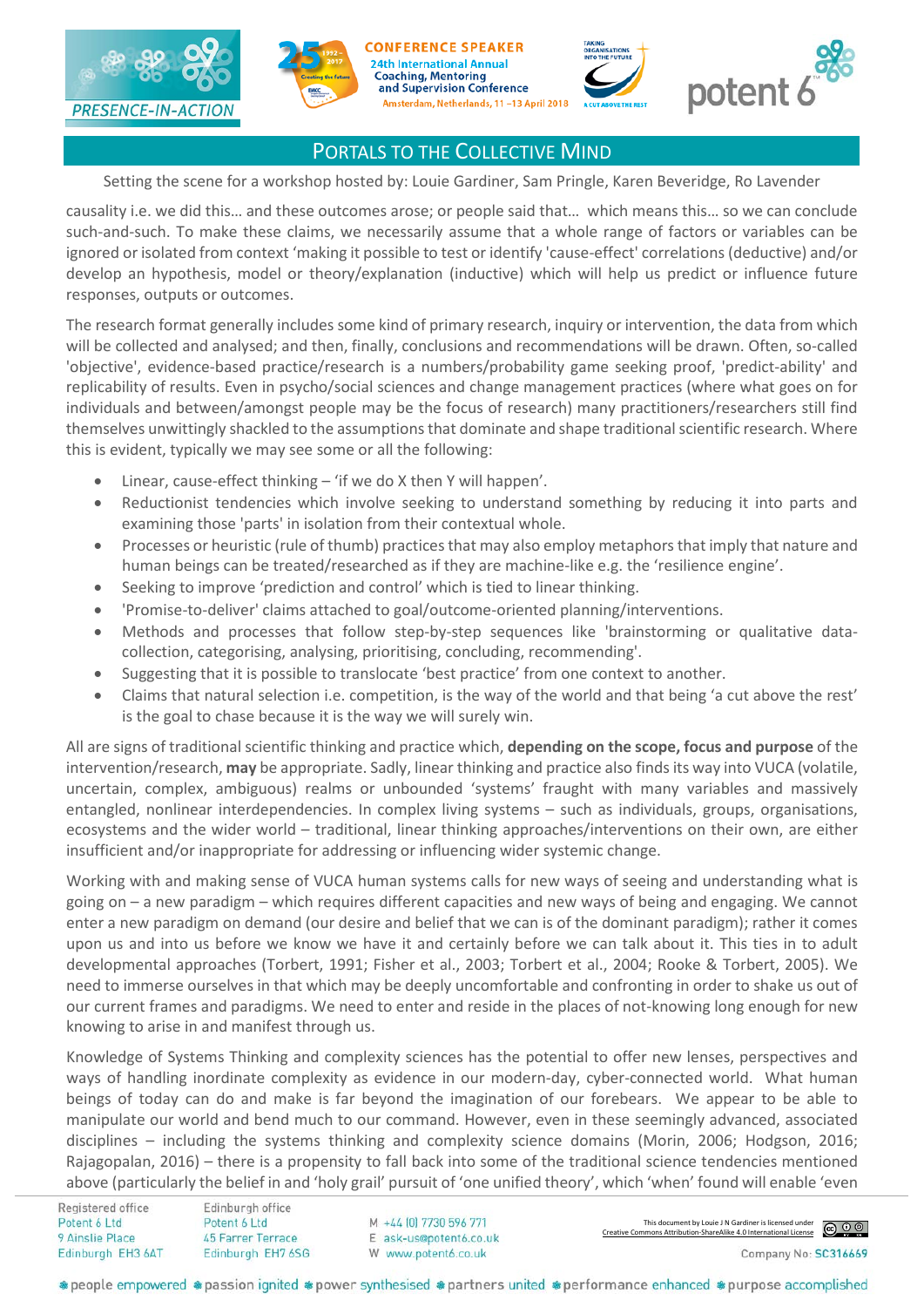causality i.e. we did this… and these outcomes arose; or people said that… which means this… so we can conclude such-and-such. To make these claims, we necessarily assume that a whole range of factors or variables can be ignored or isolated from context 'making it possible to test or identify 'cause-effect' correlations (deductive) and/or develop an hypothesis, model or theory/explanation (inductive) which will help us predict or influence future responses, outputs or outcomes.

The research format generally includes some kind of primary research, inquiry or intervention, the data from which will be collected and analysed; and then, finally, conclusions and recommendations will be drawn. Often, so-called 'objective', evidence-based practice/research is a numbers/probability game seeking proof, 'predict-ability' and replicability of results. Even in psycho/social sciences and change management practices (where what goes on for individuals and between/amongst people may be the focus of research) many practitioners/researchers still find themselves unwittingly shackled to the assumptions that dominate and shape traditional scientific research. Where this is evident, typically we may see some or all the following:

- Linear, cause-effect thinking – 'if we do X then Y will happen'.
- Reductionist tendencies which involve seeking to understand something by reducing it into parts and examining those 'parts' in isolation from their contextual whole.
- Processes or heuristic (rule of thumb) practices that may also employ metaphors that imply that nature and human beings can be treated/researched as if they are machine-like e.g. the 'resilience engine'.
- Seeking to improve 'prediction and control' which is tied to linear thinking.
- 'Promise-to-deliver' claims attached to goal/outcome-oriented planning/interventions.
- Methods and processes that follow step-by-step sequences like 'brainstorming or qualitative data-collection, categorising, analysing, prioritising, concluding, recommending'.
- Suggesting that it is possible to translocate 'best practice' from one context to another.
- Claims that natural selection i.e. competition, is the way of the world and that being 'a cut above the rest' is the goal to chase because it is the way we will surely win.

All are signs of traditional scientific thinking and practice which, **depending on the scope, focus and purpose** of the intervention/research, **may** be appropriate. Sadly, linear thinking and practice also finds its way into VUCA (volatile, uncertain, complex, ambiguous) realms or unbounded 'systems' fraught with many variables and massively entangled, nonlinear interdependencies. In complex living systems – such as individuals, groups, organisations, ecosystems and the wider world – traditional, linear thinking approaches/interventions on their own, are either insufficient and/or inappropriate for addressing or influencing wider systemic change.

Working with and making sense of VUCA human systems calls for new ways of seeing and understanding what is going on – a new paradigm – which requires different capacities and new ways of being and engaging. We cannot enter a new paradigm on demand (our desire and belief that we can is of the dominant paradigm); rather it comes upon us and into us before we know we have it and certainly before we can talk about it. This ties in to adult developmental approaches (Torbert, 1991; Fisher et al., 2003; Torbert et al., 2004; Rooke & Torbert, 2005). We need to immerse ourselves in that which may be deeply uncomfortable and confronting in order to shake us out of our current frames and paradigms. We need to enter and reside in the places of not-knowing long enough for new knowing to arise in and manifest through us.

Knowledge of Systems Thinking and complexity sciences has the potential to offer new lenses, perspectives and ways of handling inordinate complexity as evidence in our modern-day, cyber-connected world. What human beings of today can do and make is far beyond the imagination of our forebears. We appear to be able to manipulate our world and bend much to our command. However, even in these seemingly advanced, associated disciplines – including the systems thinking and complexity science domains (Morin, 2006; Hodgson, 2016; Rajagopalan, 2016) – there is a propensity to fall back into some of the traditional science tendencies mentioned above (particularly the belief in and 'holy grail' pursuit of 'one unified theory', which 'when' found will enable 'even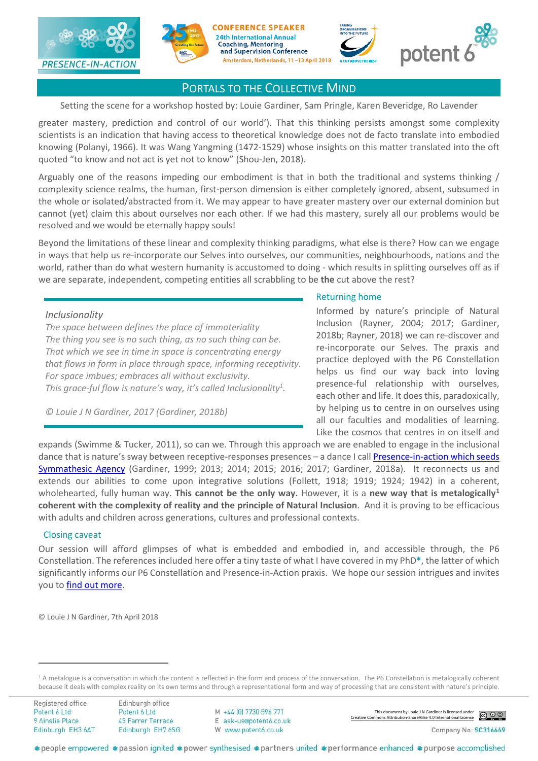## Portals to the Collective Mind

Setting the scene for a workshop hosted by: Louie Gardiner, Sam Pringle, Karen Beveridge, Ro Lavender

greater mastery, prediction and control of our world'). That this thinking persists amongst some complexity scientists is an indication that having access to theoretical knowledge does not de facto translate into embodied knowing (Polanyi, 1966). It was Wang Yangming (1472-1529) whose insights on this matter translated into the oft quoted "to know and not act is yet not to know" (Shou-Jen, 2018).

Arguably one of the reasons impeding our embodiment is that in both the traditional and systems thinking / complexity science realms, the human, first-person dimension is either completely ignored, absent, subsumed in the whole or isolated/abstracted from it. We may appear to have greater mastery over our external dominion but cannot (yet) claim this about ourselves nor each other. If we had this mastery, surely all our problems would be resolved and we would be eternally happy souls!

Beyond the limitations of these linear and complexity thinking paradigms, what else is there? How can we engage in ways that help us re-incorporate our Selves into ourselves, our communities, neighbourhoods, nations and the world, rather than do what western humanity is accustomed to doing - which results in splitting ourselves off as if we are separate, independent, competing entities all scrabbling to be **the** cut above the rest?

*Inclusionality*

*The space between defines the place of immateriality*
*The thing you see is no such thing, as no such thing can be.*
*That which we see in time in space is concentrating energy*
*that flows in form in place through space, informing receptivity.*
*For space imbues; embraces all without exclusivity.*
*This grace-ful flow is nature's way, it's called Inclusionality[1].*

*© Louie J N Gardiner, 2017 (Gardiner, 2018b)*

### Returning home

Informed by nature's principle of Natural Inclusion (Rayner, 2004; 2017; Gardiner, 2018b; Rayner, 2018) we can re-discover and re-incorporate our Selves. The praxis and practice deployed with the P6 Constellation helps us find our way back into loving presence-ful relationship with ourselves, each other and life. It does this, paradoxically, by helping us to centre in on ourselves using all our faculties and modalities of learning. Like the cosmos that centres in on itself and expands (Swimme & Tucker, 2011), so can we. Through this approach we are enabled to engage in the inclusional dance that is nature's sway between receptive-responses presences – a dance I call Presence-in-action which seeds Symmathesic Agency (Gardiner, 1999; 2013; 2014; 2015; 2016; 2017; Gardiner, 2018a). It reconnects us and extends our abilities to come upon integrative solutions (Follett, 1918; 1919; 1924; 1942) in a coherent, wholehearted, fully human way. **This cannot be the only way.** However, it is a **new way that is metalogically[1] coherent with the complexity of reality and the principle of Natural Inclusion**. And it is proving to be efficacious with adults and children across generations, cultures and professional contexts.

### Closing caveat

Our session will afford glimpses of what is embedded and embodied in, and accessible through, the P6 Constellation. The references included here offer a tiny taste of what I have covered in my PhD*, the latter of which significantly informs our P6 Constellation and Presence-in-Action praxis. We hope our session intrigues and invites you to find out more.

© Louie J N Gardiner, 7th April 2018

---

[1] A metalogue is a conversation in which the content is reflected in the form and process of the conversation. The P6 Constellation is metalogically coherent because it deals with complex reality on its own terms and through a representational form and way of processing that are consistent with nature's principle.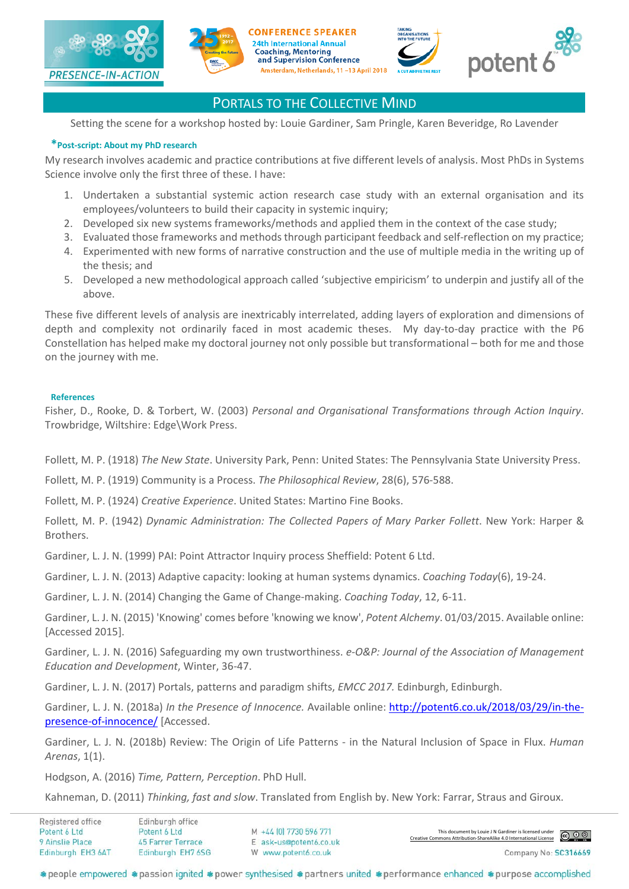## Portals to the Collective Mind

Setting the scene for a workshop hosted by: Louie Gardiner, Sam Pringle, Karen Beveridge, Ro Lavender

### *Post-script: About my PhD research

My research involves academic and practice contributions at five different levels of analysis. Most PhDs in Systems Science involve only the first three of these. I have:

1. Undertaken a substantial systemic action research case study with an external organisation and its employees/volunteers to build their capacity in systemic inquiry;
2. Developed six new systems frameworks/methods and applied them in the context of the case study;
3. Evaluated those frameworks and methods through participant feedback and self-reflection on my practice;
4. Experimented with new forms of narrative construction and the use of multiple media in the writing up of the thesis; and
5. Developed a new methodological approach called 'subjective empiricism' to underpin and justify all of the above.

These five different levels of analysis are inextricably interrelated, adding layers of exploration and dimensions of depth and complexity not ordinarily faced in most academic theses. My day-to-day practice with the P6 Constellation has helped make my doctoral journey not only possible but transformational – both for me and those on the journey with me.

### References

Fisher, D., Rooke, D. & Torbert, W. (2003) *Personal and Organisational Transformations through Action Inquiry*. Trowbridge, Wiltshire: Edge\Work Press.

Follett, M. P. (1918) *The New State*. University Park, Penn: United States: The Pennsylvania State University Press.

Follett, M. P. (1919) Community is a Process. *The Philosophical Review*, 28(6), 576-588.

Follett, M. P. (1924) *Creative Experience*. United States: Martino Fine Books.

Follett, M. P. (1942) *Dynamic Administration: The Collected Papers of Mary Parker Follett*. New York: Harper & Brothers.

Gardiner, L. J. N. (1999) PAI: Point Attractor Inquiry process Sheffield: Potent 6 Ltd.

Gardiner, L. J. N. (2013) Adaptive capacity: looking at human systems dynamics. *Coaching Today*(6), 19-24.

Gardiner, L. J. N. (2014) Changing the Game of Change-making. *Coaching Today*, 12, 6-11.

Gardiner, L. J. N. (2015) 'Knowing' comes before 'knowing we know', *Potent Alchemy*. 01/03/2015. Available online: [Accessed 2015].

Gardiner, L. J. N. (2016) Safeguarding my own trustworthiness. *e-O&P: Journal of the Association of Management Education and Development*, Winter, 36-47.

Gardiner, L. J. N. (2017) Portals, patterns and paradigm shifts, *EMCC 2017.* Edinburgh, Edinburgh.

Gardiner, L. J. N. (2018a) *In the Presence of Innocence.* Available online: [http://potent6.co.uk/2018/03/29/in-the-presence-of-innocence/](http://potent6.co.uk/2018/03/29/in-the-presence-of-innocence/) [Accessed.

Gardiner, L. J. N. (2018b) Review: The Origin of Life Patterns - in the Natural Inclusion of Space in Flux. *Human Arenas*, 1(1).

Hodgson, A. (2016) *Time, Pattern, Perception*. PhD Hull.

Kahneman, D. (2011) *Thinking, fast and slow*. Translated from English by. New York: Farrar, Straus and Giroux.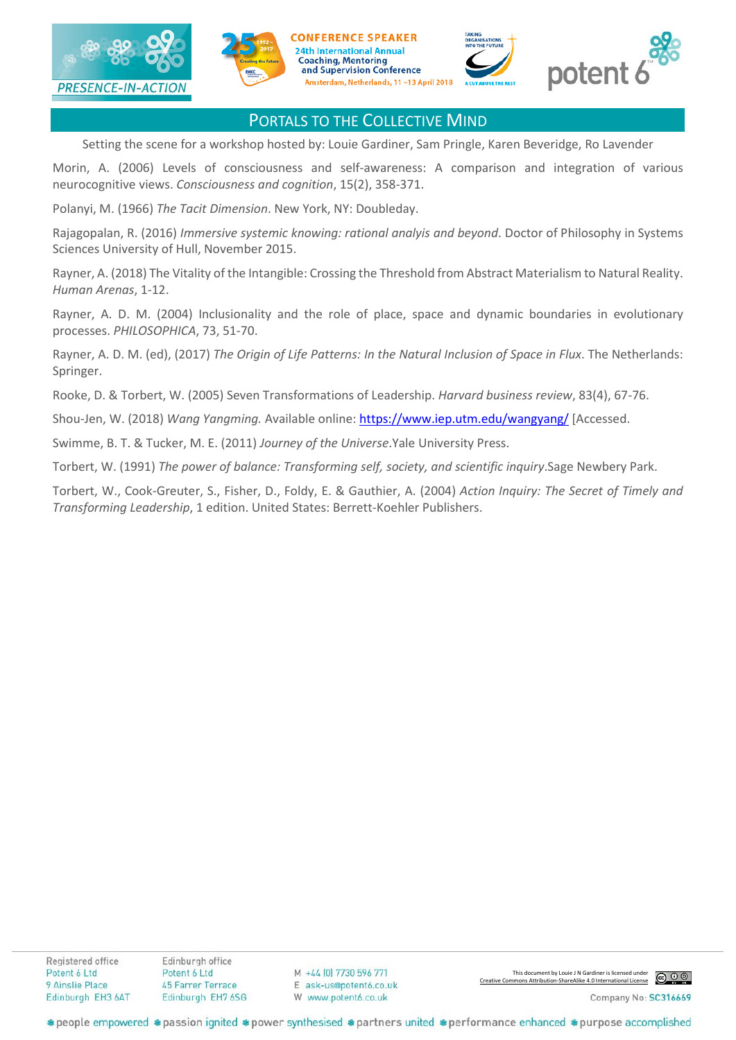## PORTALS TO THE COLLECTIVE MIND

Setting the scene for a workshop hosted by: Louie Gardiner, Sam Pringle, Karen Beveridge, Ro Lavender

Morin, A. (2006) Levels of consciousness and self-awareness: A comparison and integration of various neurocognitive views. *Consciousness and cognition*, 15(2), 358-371.

Polanyi, M. (1966) *The Tacit Dimension*. New York, NY: Doubleday.

Rajagopalan, R. (2016) *Immersive systemic knowing: rational analyis and beyond*. Doctor of Philosophy in Systems Sciences University of Hull, November 2015.

Rayner, A. (2018) The Vitality of the Intangible: Crossing the Threshold from Abstract Materialism to Natural Reality. *Human Arenas*, 1-12.

Rayner, A. D. M. (2004) Inclusionality and the role of place, space and dynamic boundaries in evolutionary processes. *PHILOSOPHICA*, 73, 51-70.

Rayner, A. D. M. (ed), (2017) *The Origin of Life Patterns: In the Natural Inclusion of Space in Flux*. The Netherlands: Springer.

Rooke, D. & Torbert, W. (2005) Seven Transformations of Leadership. *Harvard business review*, 83(4), 67-76.

Shou-Jen, W. (2018) *Wang Yangming.* Available online: https://www.iep.utm.edu/wangyang/ [Accessed.

Swimme, B. T. & Tucker, M. E. (2011) *Journey of the Universe*.Yale University Press.

Torbert, W. (1991) *The power of balance: Transforming self, society, and scientific inquiry*.Sage Newbery Park.

Torbert, W., Cook-Greuter, S., Fisher, D., Foldy, E. & Gauthier, A. (2004) *Action Inquiry: The Secret of Timely and Transforming Leadership*, 1 edition. United States: Berrett-Koehler Publishers.